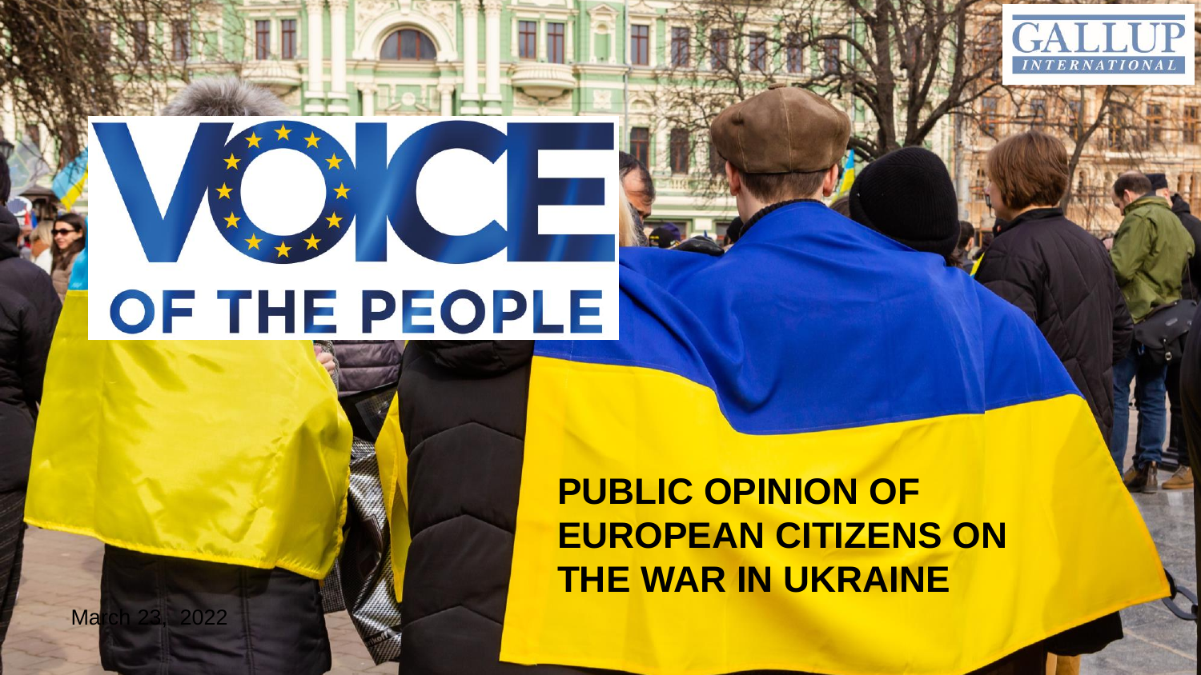GALLUP INTERNATIONAL

# VOICE OF THE PEOPLE

## PUBLIC OPINION OF EUROPEAN CITIZENS ON THE WAR IN UKRAINE

March 23, 2022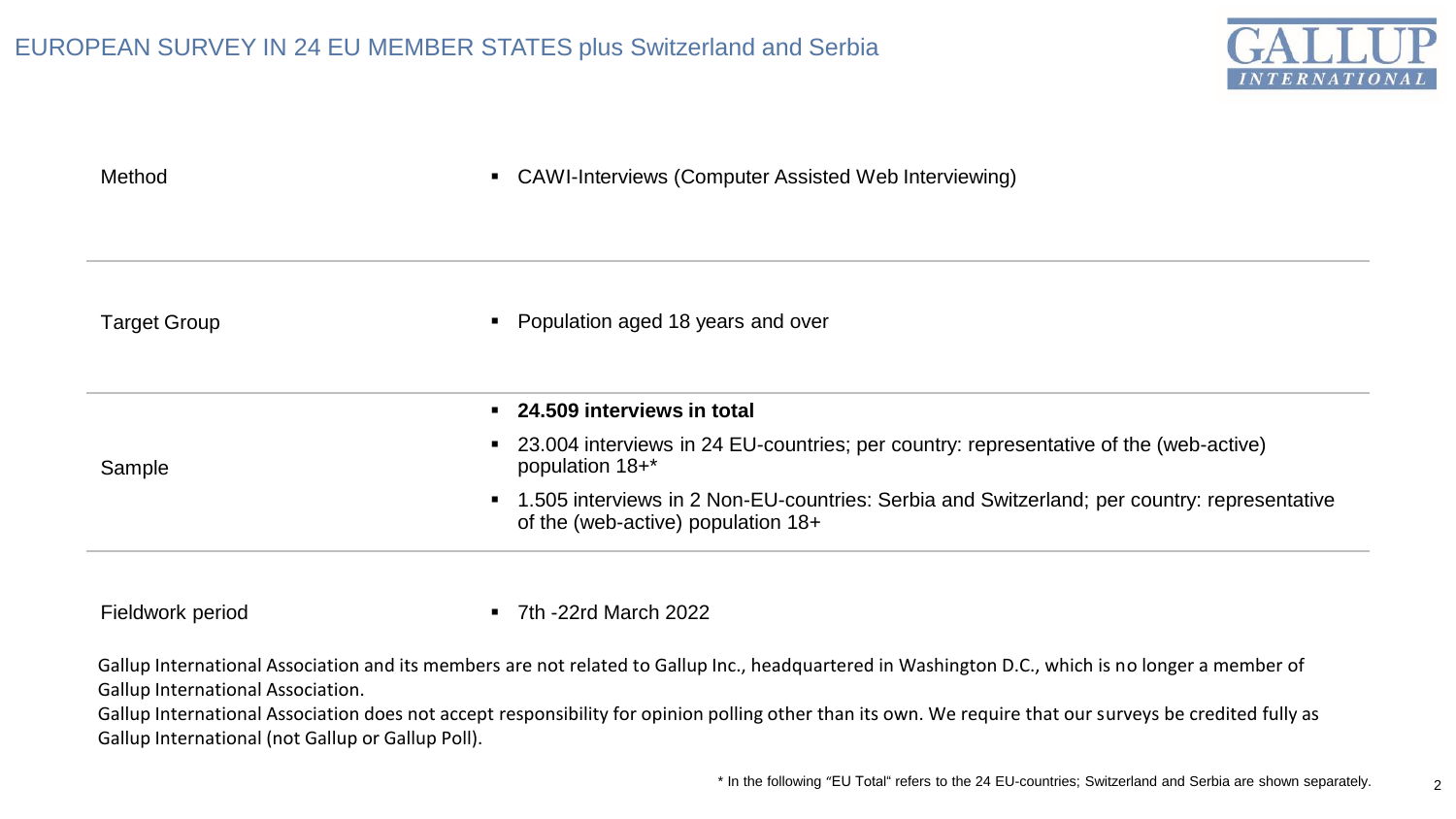# EUROPEAN SURVEY IN 24 EU MEMBER STATES plus Switzerland and Serbia

| | |
|---|---|
| Method | ▪ CAWI-Interviews (Computer Assisted Web Interviewing) |
| Target Group | ▪ Population aged 18 years and over |
| Sample | ▪ **24.509 interviews in total**<br>▪ 23.004 interviews in 24 EU-countries; per country: representative of the (web-active) population 18+*<br>▪ 1.505 interviews in 2 Non-EU-countries: Serbia and Switzerland; per country: representative of the (web-active) population 18+ |
| Fieldwork period | ▪ 7th -22rd March 2022 |

Gallup International Association and its members are not related to Gallup Inc., headquartered in Washington D.C., which is no longer a member of Gallup International Association.

Gallup International Association does not accept responsibility for opinion polling other than its own. We require that our surveys be credited fully as Gallup International (not Gallup or Gallup Poll).

* In the following "EU Total" refers to the 24 EU-countries; Switzerland and Serbia are shown separately.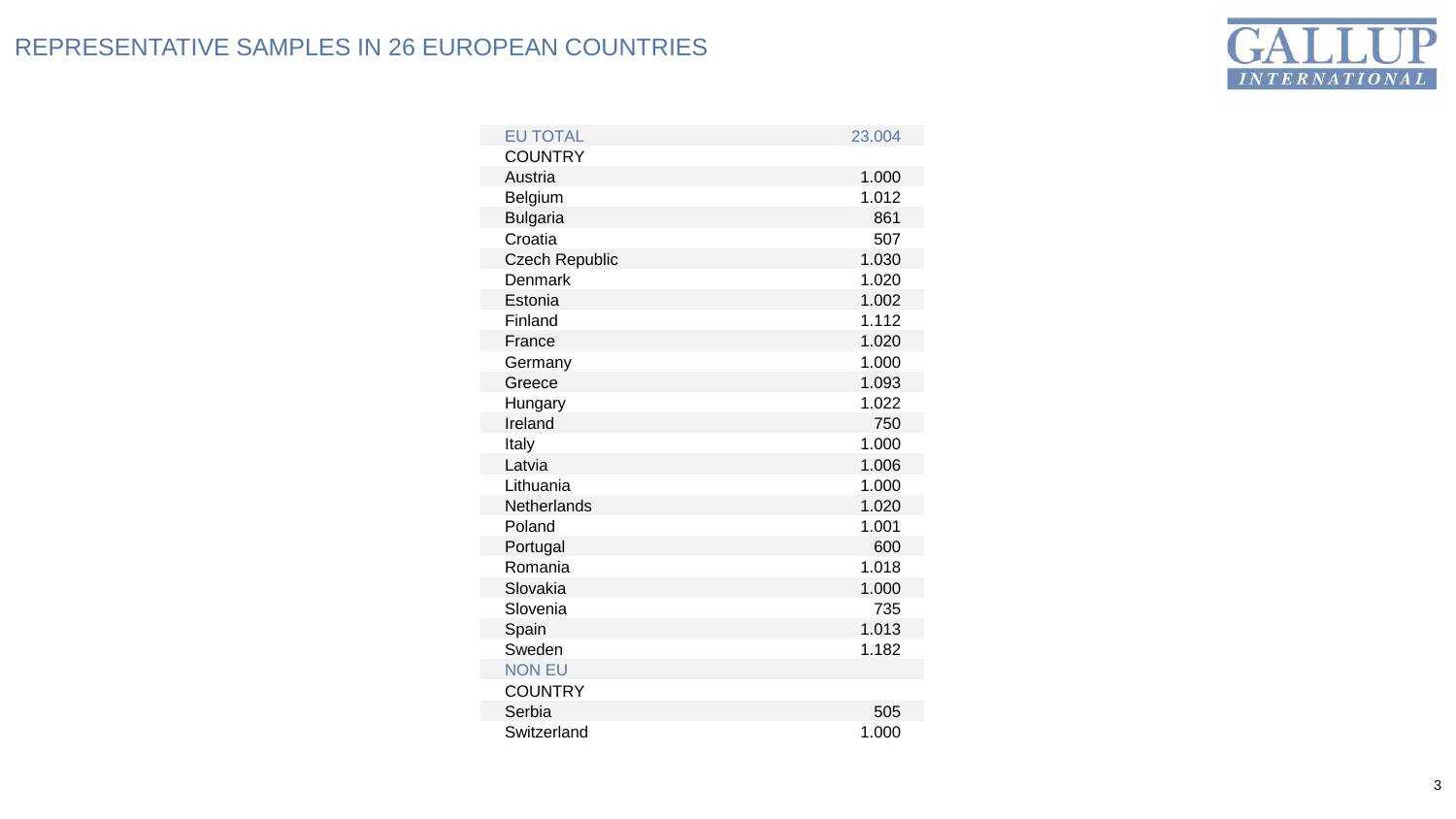# REPRESENTATIVE SAMPLES IN 26 EUROPEAN COUNTRIES

| EU TOTAL | 23.004 |
|---|---|
| COUNTRY | |
| Austria | 1.000 |
| Belgium | 1.012 |
| Bulgaria | 861 |
| Croatia | 507 |
| Czech Republic | 1.030 |
| Denmark | 1.020 |
| Estonia | 1.002 |
| Finland | 1.112 |
| France | 1.020 |
| Germany | 1.000 |
| Greece | 1.093 |
| Hungary | 1.022 |
| Ireland | 750 |
| Italy | 1.000 |
| Latvia | 1.006 |
| Lithuania | 1.000 |
| Netherlands | 1.020 |
| Poland | 1.001 |
| Portugal | 600 |
| Romania | 1.018 |
| Slovakia | 1.000 |
| Slovenia | 735 |
| Spain | 1.013 |
| Sweden | 1.182 |
| NON EU | |
| COUNTRY | |
| Serbia | 505 |
| Switzerland | 1.000 |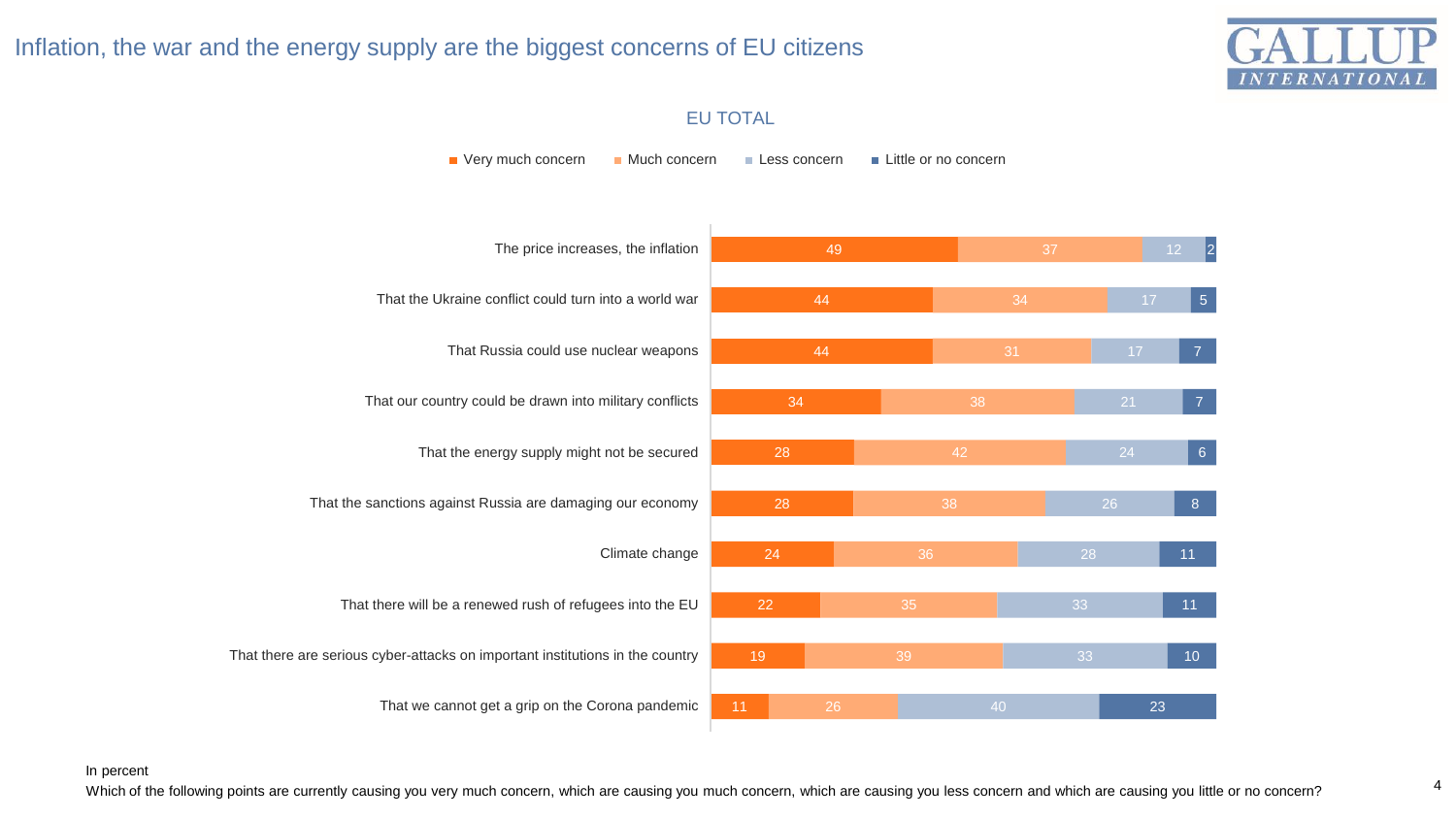# Inflation, the war and the energy supply are the biggest concerns of EU citizens

## EU TOTAL

| | Very much concern | Much concern | Less concern | Little or no concern |
|---|---|---|---|---|
| The price increases, the inflation | 49 | 37 | 12 | 2 |
| That the Ukraine conflict could turn into a world war | 44 | 34 | 17 | 5 |
| That Russia could use nuclear weapons | 44 | 31 | 17 | 7 |
| That our country could be drawn into military conflicts | 34 | 38 | 21 | 7 |
| That the energy supply might not be secured | 28 | 42 | 24 | 6 |
| That the sanctions against Russia are damaging our economy | 28 | 38 | 26 | 8 |
| Climate change | 24 | 36 | 28 | 11 |
| That there will be a renewed rush of refugees into the EU | 22 | 35 | 33 | 11 |
| That there are serious cyber-attacks on important institutions in the country | 19 | 39 | 33 | 10 |
| That we cannot get a grip on the Corona pandemic | 11 | 26 | 40 | 23 |

In percent

Which of the following points are currently causing you very much concern, which are causing you much concern, which are causing you less concern and which are causing you little or no concern?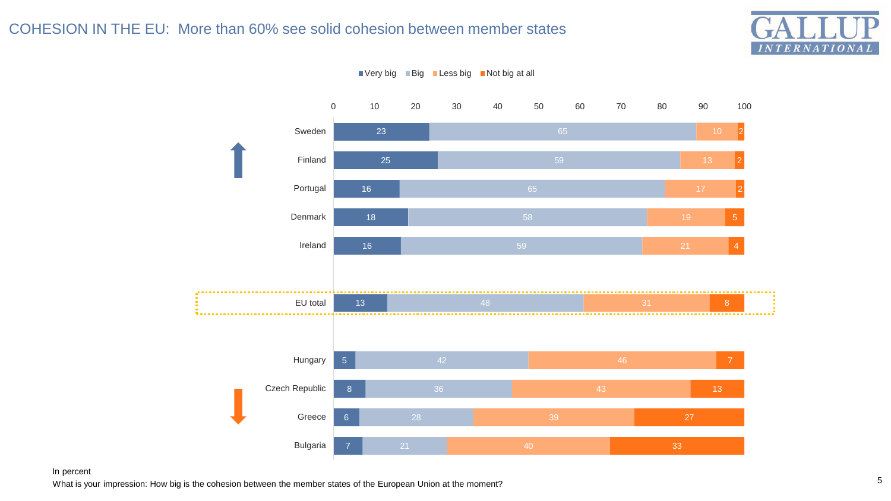# COHESION IN THE EU: More than 60% see solid cohesion between member states

| Country | Very big | Big | Less big | Not big at all |
|---|---|---|---|---|
| Sweden | 23 | 65 | 10 | 2 |
| Finland | 25 | 59 | 13 | 2 |
| Portugal | 16 | 65 | 17 | 2 |
| Denmark | 18 | 58 | 19 | 5 |
| Ireland | 16 | 59 | 21 | 4 |
| EU total | 13 | 48 | 31 | 8 |
| Hungary | 5 | 42 | 46 | 7 |
| Czech Republic | 8 | 36 | 43 | 13 |
| Greece | 6 | 28 | 39 | 27 |
| Bulgaria | 7 | 21 | 40 | 33 |

In percent

What is your impression: How big is the cohesion between the member states of the European Union at the moment?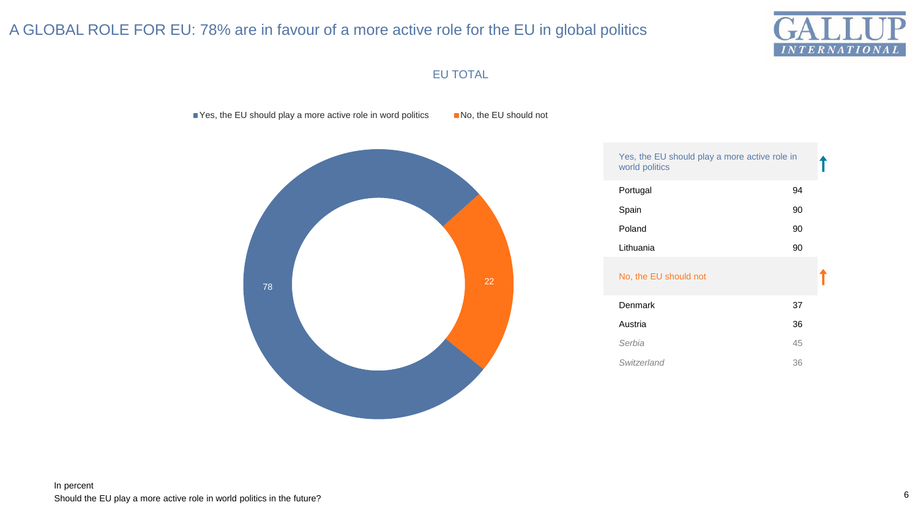# A GLOBAL ROLE FOR EU: 78% are in favour of a more active role for the EU in global politics

EU TOTAL

- Yes, the EU should play a more active role in word politics: 78
- No, the EU should not: 22

| Yes, the EU should play a more active role in world politics | |
|---|---|
| Portugal | 94 |
| Spain | 90 |
| Poland | 90 |
| Lithuania | 90 |

| No, the EU should not | |
|---|---|
| Denmark | 37 |
| Austria | 36 |
| *Serbia* | *45* |
| *Switzerland* | *36* |

In percent

Should the EU play a more active role in world politics in the future?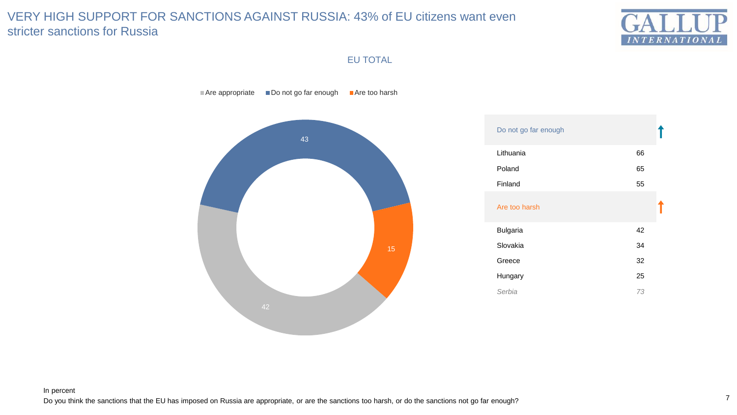# VERY HIGH SUPPORT FOR SANCTIONS AGAINST RUSSIA: 43% of EU citizens want even stricter sanctions for Russia

## EU TOTAL

| Response | % |
|---|---|
| Are appropriate | 42 |
| Do not go far enough | 43 |
| Are too harsh | 15 |

| Do not go far enough | |
|---|---|
| Lithuania | 66 |
| Poland | 65 |
| Finland | 55 |
| **Are too harsh** | |
| Bulgaria | 42 |
| Slovakia | 34 |
| Greece | 32 |
| Hungary | 25 |
| *Serbia* | *73* |

In percent

Do you think the sanctions that the EU has imposed on Russia are appropriate, or are the sanctions too harsh, or do the sanctions not go far enough?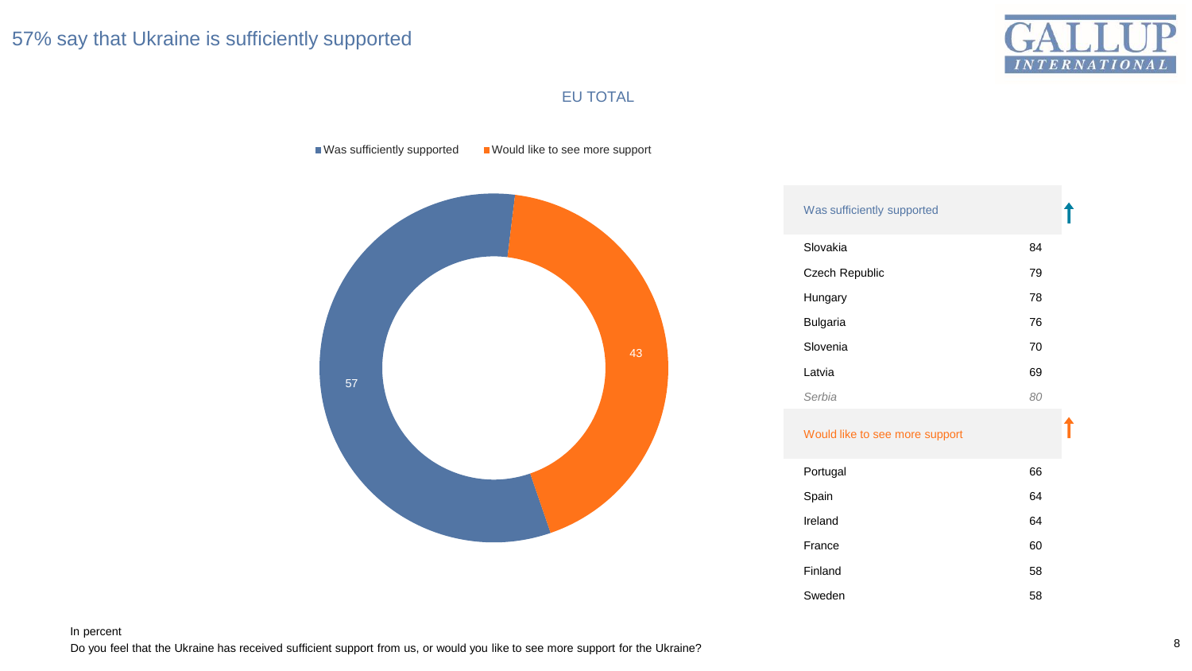# 57% say that Ukraine is sufficiently supported

## EU TOTAL

Was sufficiently supported: 57
Would like to see more support: 43

| Was sufficiently supported | |
|---|---|
| Slovakia | 84 |
| Czech Republic | 79 |
| Hungary | 78 |
| Bulgaria | 76 |
| Slovenia | 70 |
| Latvia | 69 |
| *Serbia* | *80* |

| Would like to see more support | |
|---|---|
| Portugal | 66 |
| Spain | 64 |
| Ireland | 64 |
| France | 60 |
| Finland | 58 |
| Sweden | 58 |

In percent

Do you feel that the Ukraine has received sufficient support from us, or would you like to see more support for the Ukraine?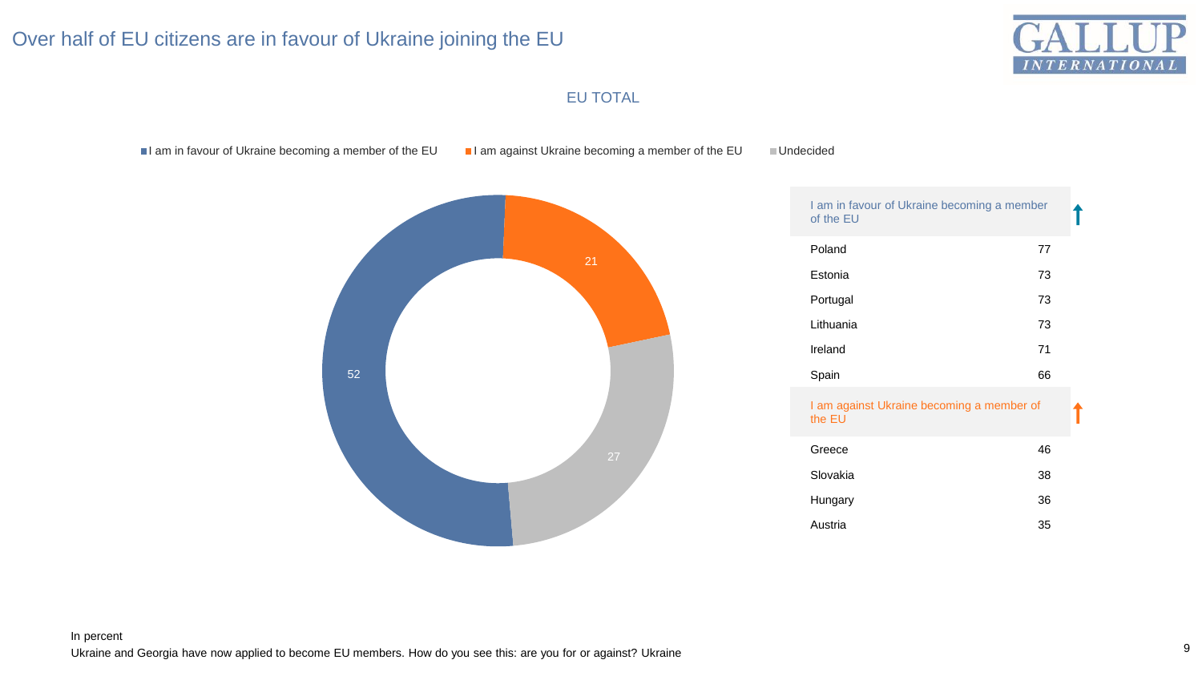# Over half of EU citizens are in favour of Ukraine joining the EU

## EU TOTAL

| Response | % |
|---|---|
| I am in favour of Ukraine becoming a member of the EU | 52 |
| I am against Ukraine becoming a member of the EU | 21 |
| Undecided | 27 |

| I am in favour of Ukraine becoming a member of the EU | |
|---|---|
| Poland | 77 |
| Estonia | 73 |
| Portugal | 73 |
| Lithuania | 73 |
| Ireland | 71 |
| Spain | 66 |

| I am against Ukraine becoming a member of the EU | |
|---|---|
| Greece | 46 |
| Slovakia | 38 |
| Hungary | 36 |
| Austria | 35 |

In percent

Ukraine and Georgia have now applied to become EU members. How do you see this: are you for or against? Ukraine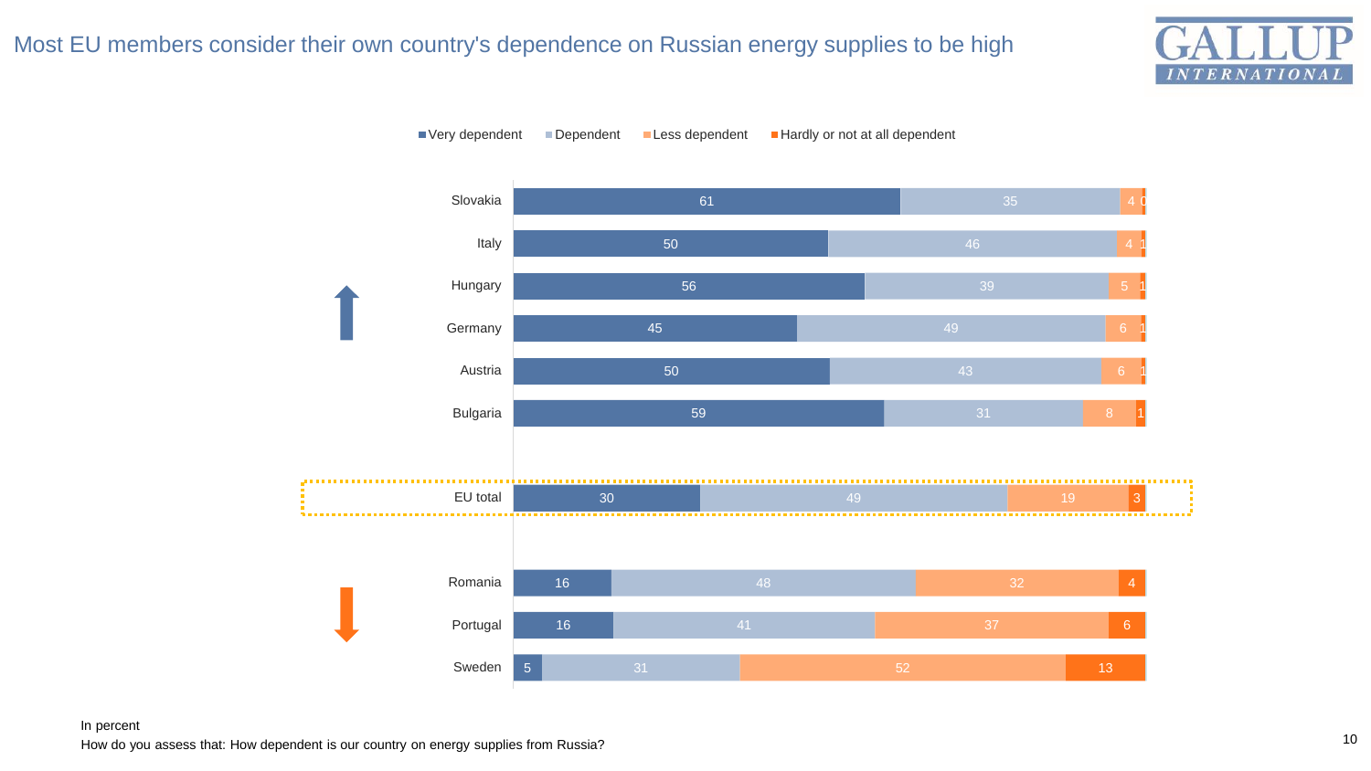# Most EU members consider their own country's dependence on Russian energy supplies to be high

| | Very dependent | Dependent | Less dependent | Hardly or not at all dependent |
|---|---|---|---|---|
| Slovakia | 61 | 35 | 4 | 0 |
| Italy | 50 | 46 | 4 | 1 |
| Hungary | 56 | 39 | 5 | 1 |
| Germany | 45 | 49 | 6 | 1 |
| Austria | 50 | 43 | 6 | 1 |
| Bulgaria | 59 | 31 | 8 | 1 |
| EU total | 30 | 49 | 19 | 3 |
| Romania | 16 | 48 | 32 | 4 |
| Portugal | 16 | 41 | 37 | 6 |
| Sweden | 5 | 31 | 52 | 13 |

In percent

How do you assess that: How dependent is our country on energy supplies from Russia?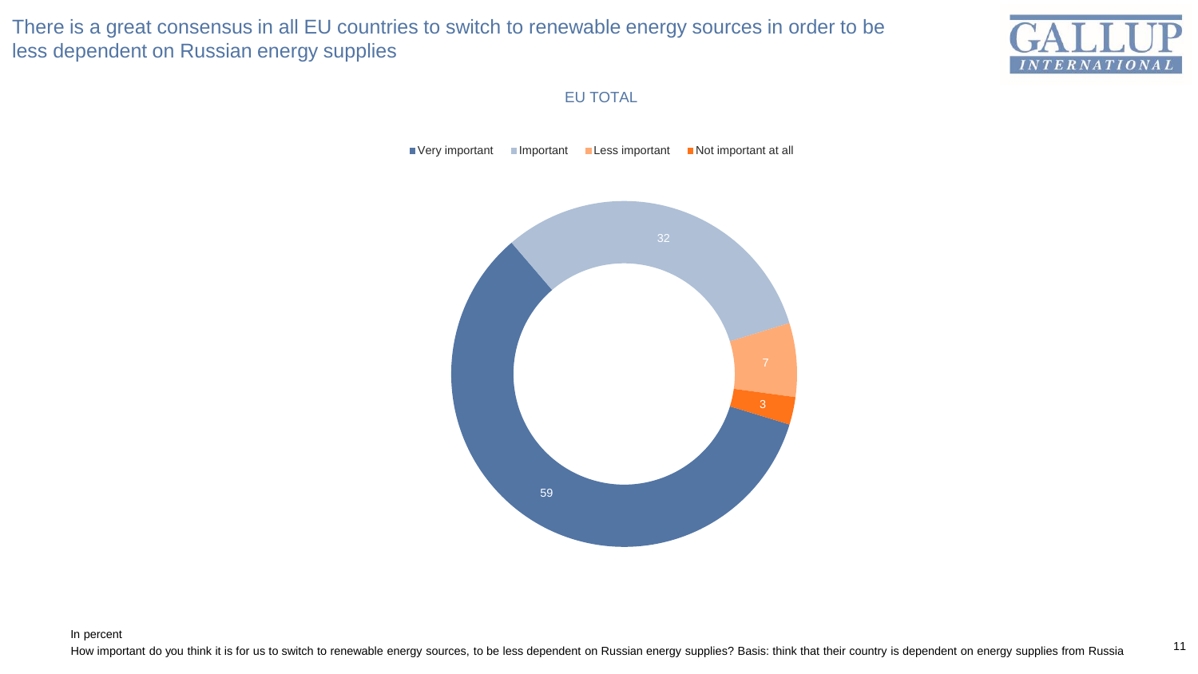# There is a great consensus in all EU countries to switch to renewable energy sources in order to be less dependent on Russian energy supplies

EU TOTAL

| Response | Percent |
|---|---|
| Very important | 59 |
| Important | 32 |
| Less important | 7 |
| Not important at all | 3 |

In percent

How important do you think it is for us to switch to renewable energy sources, to be less dependent on Russian energy supplies? Basis: think that their country is dependent on energy supplies from Russia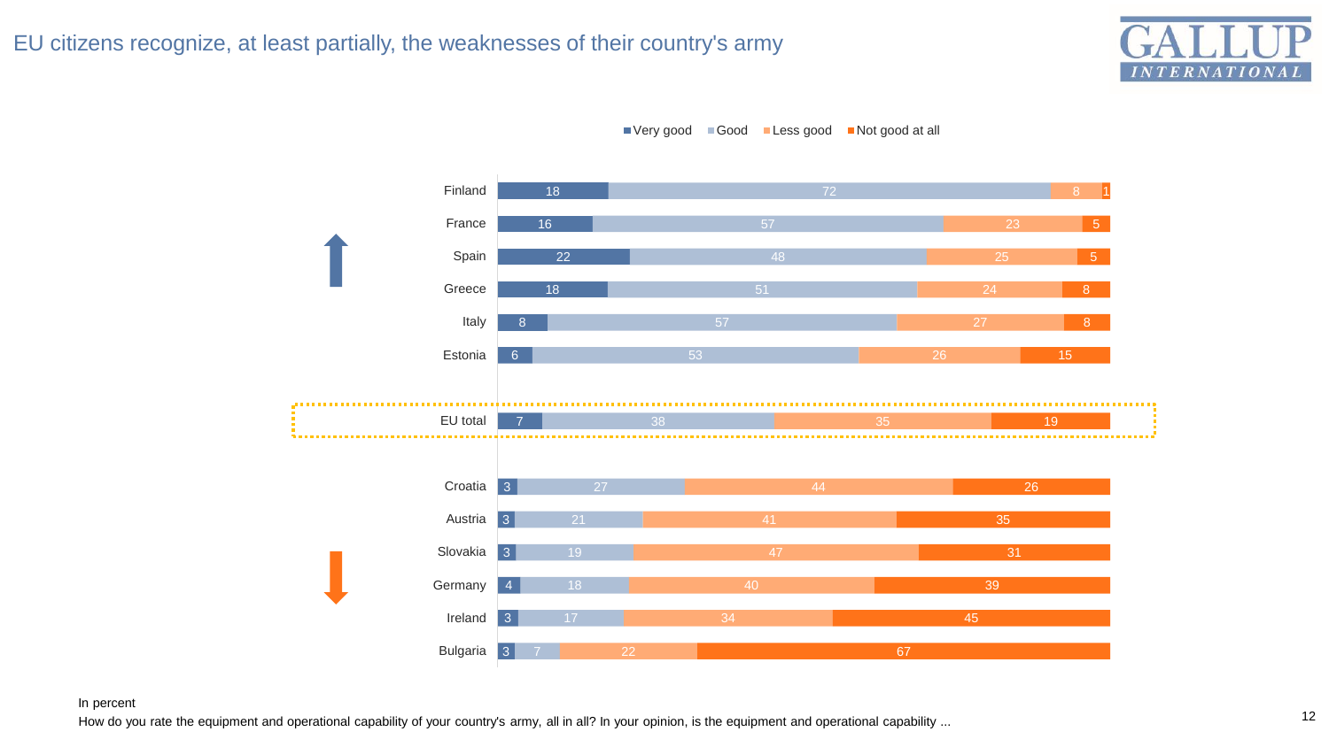# EU citizens recognize, at least partially, the weaknesses of their country's army

| Country | Very good | Good | Less good | Not good at all |
|---|---|---|---|---|
| Finland | 18 | 72 | 8 | 1 |
| France | 16 | 57 | 23 | 5 |
| Spain | 22 | 48 | 25 | 5 |
| Greece | 18 | 51 | 24 | 8 |
| Italy | 8 | 57 | 27 | 8 |
| Estonia | 6 | 53 | 26 | 15 |
| EU total | 7 | 38 | 35 | 19 |
| Croatia | 3 | 27 | 44 | 26 |
| Austria | 3 | 21 | 41 | 35 |
| Slovakia | 3 | 19 | 47 | 31 |
| Germany | 4 | 18 | 40 | 39 |
| Ireland | 3 | 17 | 34 | 45 |
| Bulgaria | 3 | 7 | 22 | 67 |

In percent

How do you rate the equipment and operational capability of your country's army, all in all? In your opinion, is the equipment and operational capability ...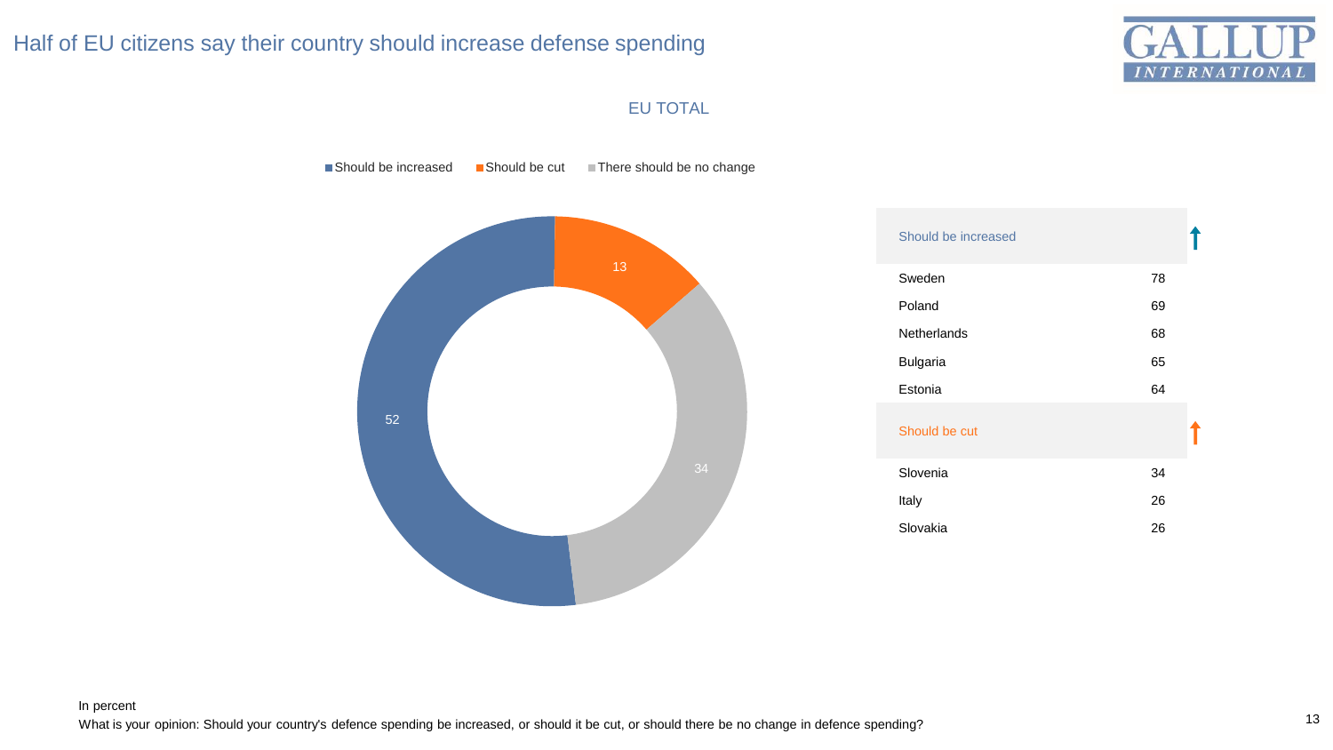# Half of EU citizens say their country should increase defense spending

## EU TOTAL

| Response | Percent |
|---|---|
| Should be increased | 52 |
| Should be cut | 13 |
| There should be no change | 34 |

| Should be increased | |
|---|---|
| Sweden | 78 |
| Poland | 69 |
| Netherlands | 68 |
| Bulgaria | 65 |
| Estonia | 64 |

| Should be cut | |
|---|---|
| Slovenia | 34 |
| Italy | 26 |
| Slovakia | 26 |

In percent

What is your opinion: Should your country's defence spending be increased, or should it be cut, or should there be no change in defence spending?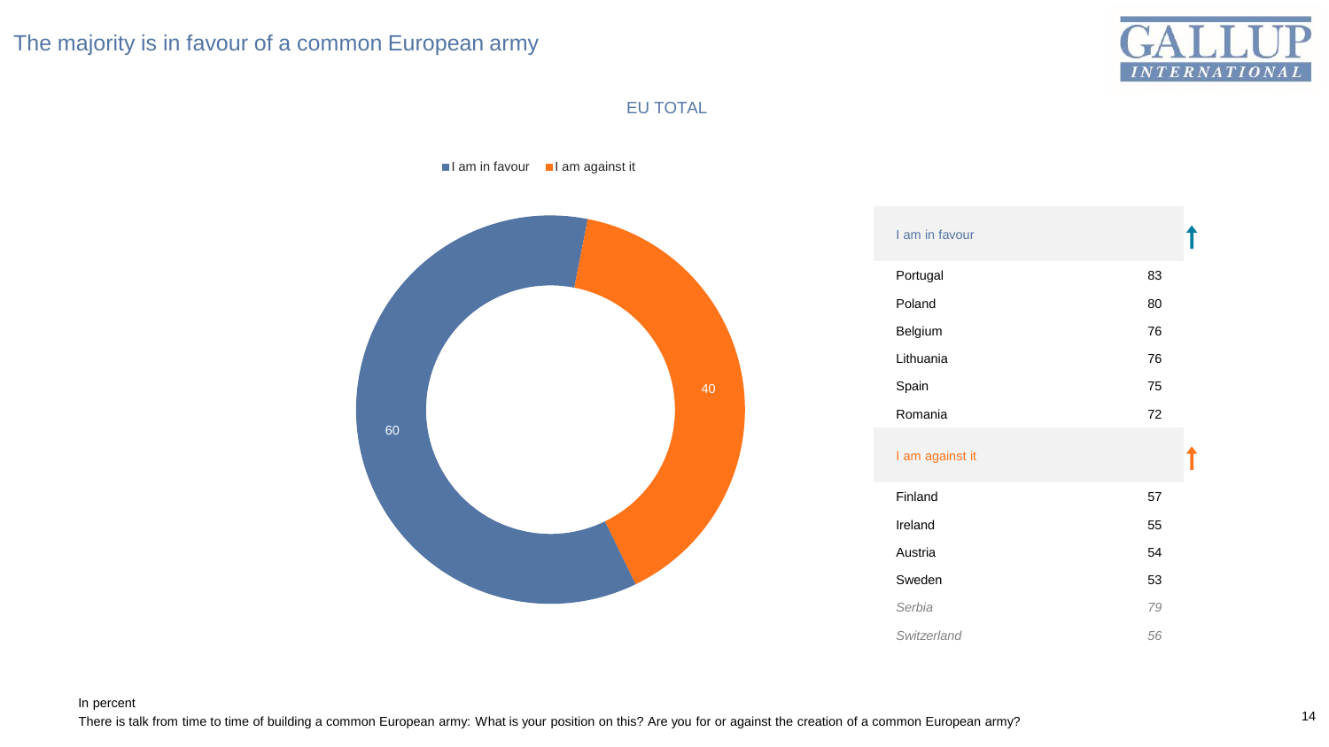# The majority is in favour of a common European army

EU TOTAL

- I am in favour: 60
- I am against it: 40

| I am in favour | |
|---|---|
| Portugal | 83 |
| Poland | 80 |
| Belgium | 76 |
| Lithuania | 76 |
| Spain | 75 |
| Romania | 72 |
| **I am against it** | |
| Finland | 57 |
| Ireland | 55 |
| Austria | 54 |
| Sweden | 53 |
| *Serbia* | *79* |
| *Switzerland* | *56* |

In percent

There is talk from time to time of building a common European army: What is your position on this? Are you for or against the creation of a common European army?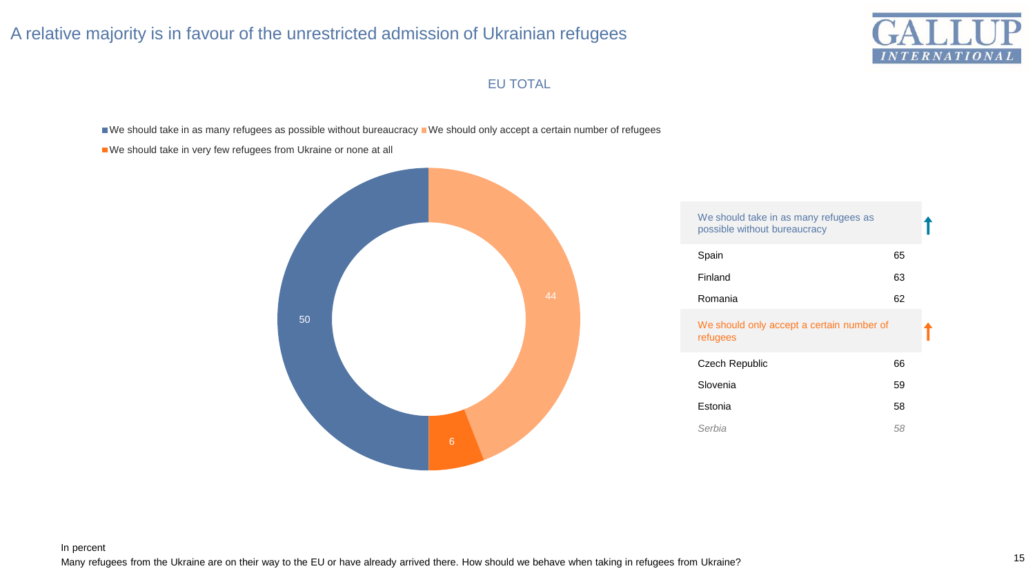# A relative majority is in favour of the unrestricted admission of Ukrainian refugees

EU TOTAL

- We should take in as many refugees as possible without bureaucracy: 50
- We should only accept a certain number of refugees: 44
- We should take in very few refugees from Ukraine or none at all: 6

| We should take in as many refugees as possible without bureaucracy | |
|---|---|
| Spain | 65 |
| Finland | 63 |
| Romania | 62 |

| We should only accept a certain number of refugees | |
|---|---|
| Czech Republic | 66 |
| Slovenia | 59 |
| Estonia | 58 |
| *Serbia* | *58* |

In percent

Many refugees from the Ukraine are on their way to the EU or have already arrived there. How should we behave when taking in refugees from Ukraine?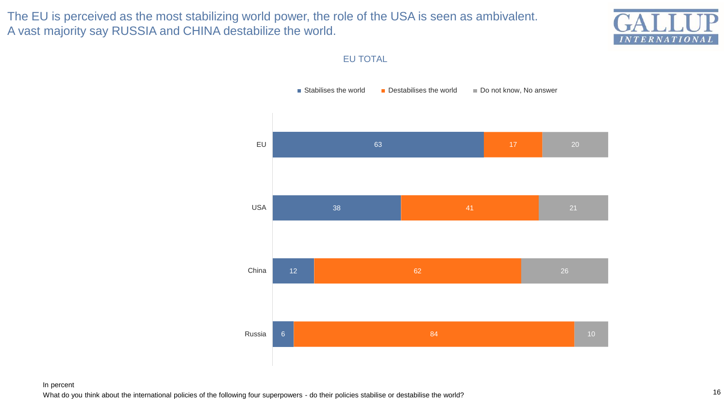# The EU is perceived as the most stabilizing world power, the role of the USA is seen as ambivalent. A vast majority say RUSSIA and CHINA destabilize the world.

## EU TOTAL

| | Stabilises the world | Destabilises the world | Do not know, No answer |
|---|---|---|---|
| EU | 63 | 17 | 20 |
| USA | 38 | 41 | 21 |
| China | 12 | 62 | 26 |
| Russia | 6 | 84 | 10 |

In percent

What do you think about the international policies of the following four superpowers - do their policies stabilise or destabilise the world?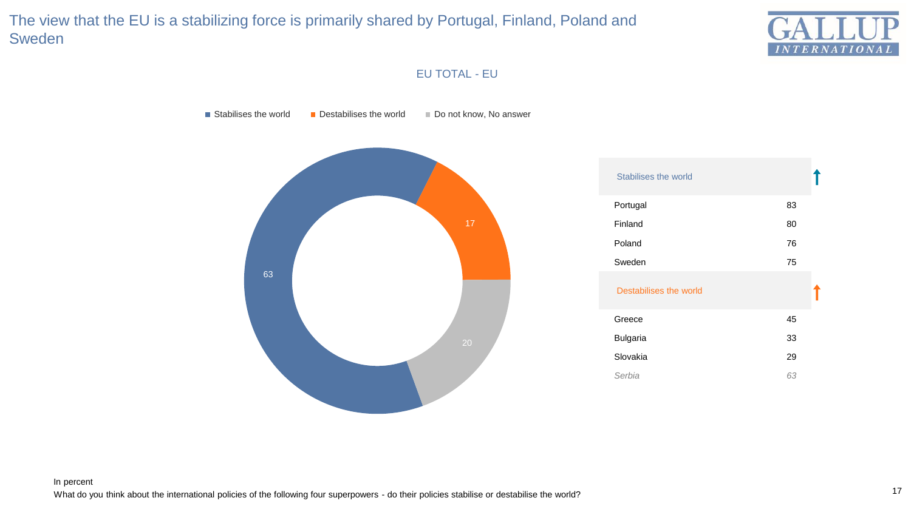# The view that the EU is a stabilizing force is primarily shared by Portugal, Finland, Poland and Sweden

EU TOTAL - EU

■ Stabilises the world ■ Destabilises the world ■ Do not know, No answer

| Response | % |
|---|---|
| Stabilises the world | 63 |
| Destabilises the world | 17 |
| Do not know, No answer | 20 |

| Stabilises the world | |
|---|---|
| Portugal | 83 |
| Finland | 80 |
| Poland | 76 |
| Sweden | 75 |
| **Destabilises the world** | |
| Greece | 45 |
| Bulgaria | 33 |
| Slovakia | 29 |
| *Serbia* | *63* |

In percent

What do you think about the international policies of the following four superpowers - do their policies stabilise or destabilise the world?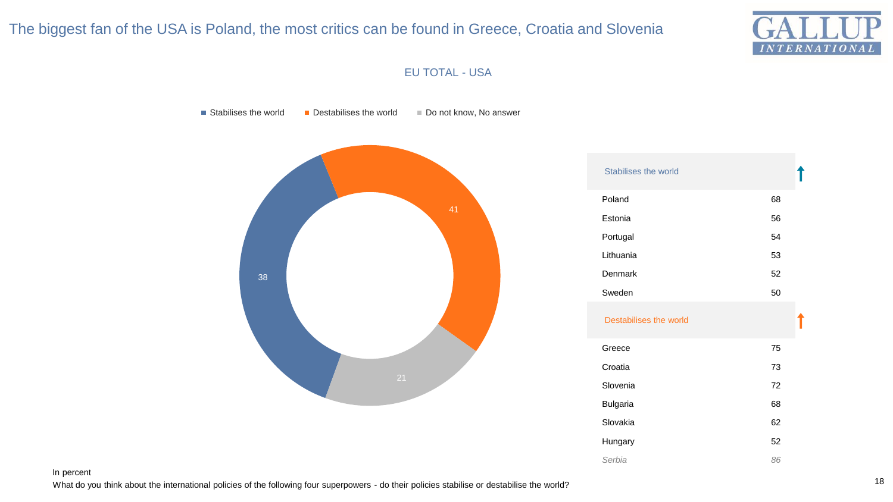# The biggest fan of the USA is Poland, the most critics can be found in Greece, Croatia and Slovenia

## EU TOTAL - USA

Stabilises the world | Destabilises the world | Do not know, No answer

| Response | % |
| --- | --- |
| Stabilises the world | 38 |
| Destabilises the world | 41 |
| Do not know, No answer | 21 |

| Stabilises the world | |
| --- | --- |
| Poland | 68 |
| Estonia | 56 |
| Portugal | 54 |
| Lithuania | 53 |
| Denmark | 52 |
| Sweden | 50 |

| Destabilises the world | |
| --- | --- |
| Greece | 75 |
| Croatia | 73 |
| Slovenia | 72 |
| Bulgaria | 68 |
| Slovakia | 62 |
| Hungary | 52 |
| *Serbia* | *86* |

In percent

What do you think about the international policies of the following four superpowers - do their policies stabilise or destabilise the world?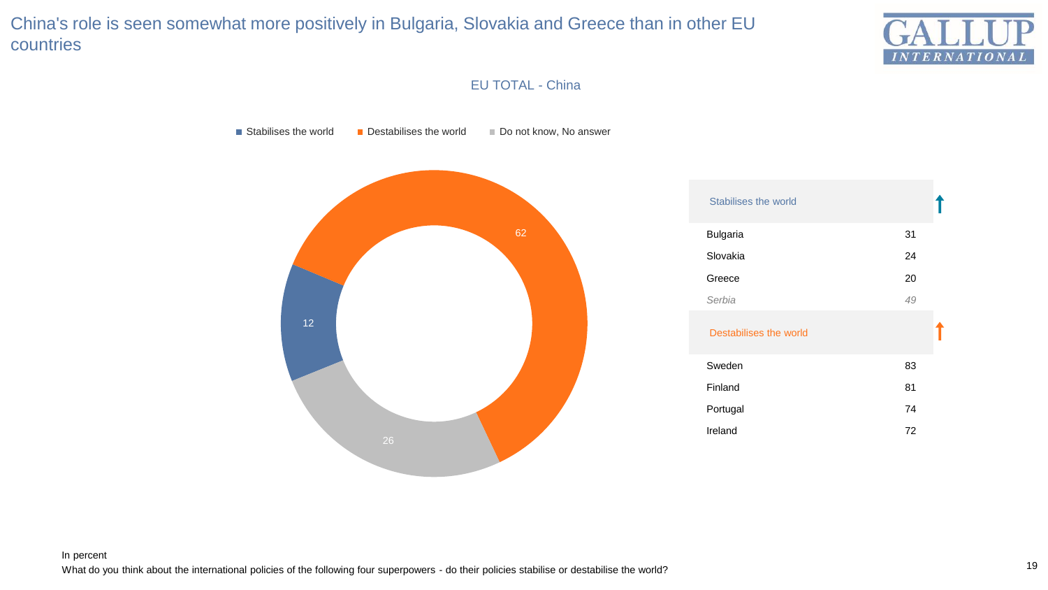# China's role is seen somewhat more positively in Bulgaria, Slovakia and Greece than in other EU countries

## EU TOTAL - China

| | In percent |
|---|---|
| Stabilises the world | 12 |
| Destabilises the world | 62 |
| Do not know, No answer | 26 |

| Stabilises the world | |
|---|---|
| Bulgaria | 31 |
| Slovakia | 24 |
| Greece | 20 |
| *Serbia* | *49* |

| Destabilises the world | |
|---|---|
| Sweden | 83 |
| Finland | 81 |
| Portugal | 74 |
| Ireland | 72 |

In percent

What do you think about the international policies of the following four superpowers - do their policies stabilise or destabilise the world?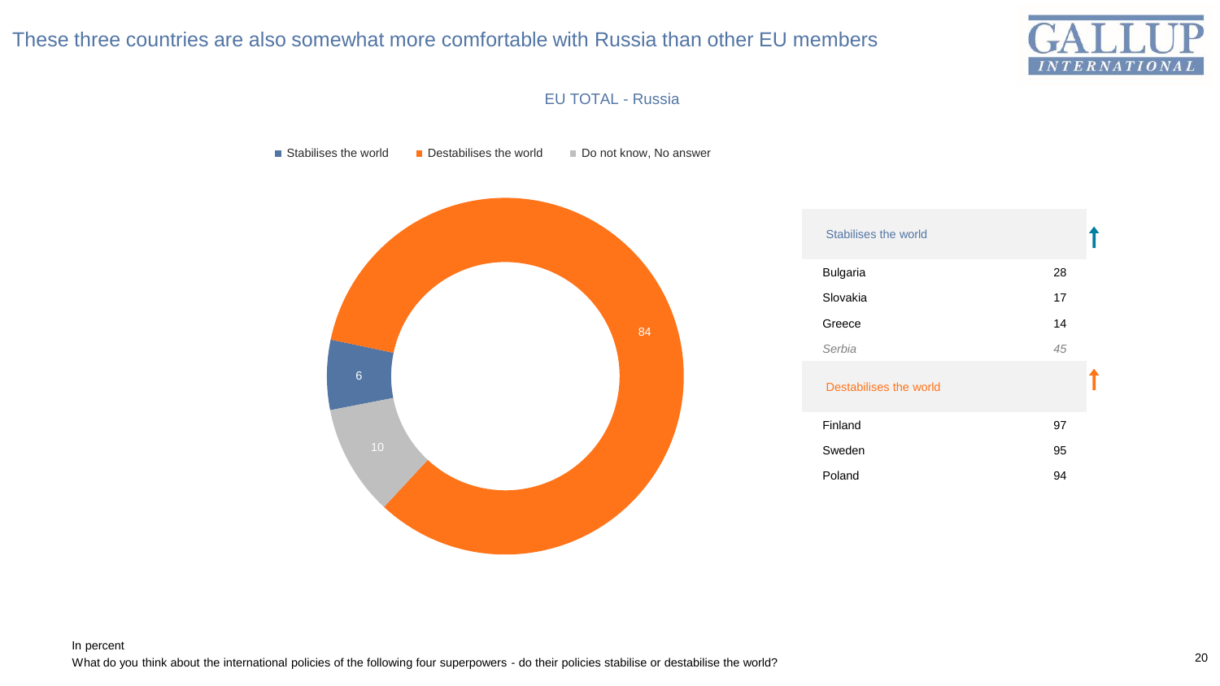# These three countries are also somewhat more comfortable with Russia than other EU members

## EU TOTAL - Russia

- Stabilises the world: 6
- Destabilises the world: 84
- Do not know, No answer: 10

| Stabilises the world | |
|---|---|
| Bulgaria | 28 |
| Slovakia | 17 |
| Greece | 14 |
| *Serbia* | *45* |

| Destabilises the world | |
|---|---|
| Finland | 97 |
| Sweden | 95 |
| Poland | 94 |

In percent

What do you think about the international policies of the following four superpowers - do their policies stabilise or destabilise the world?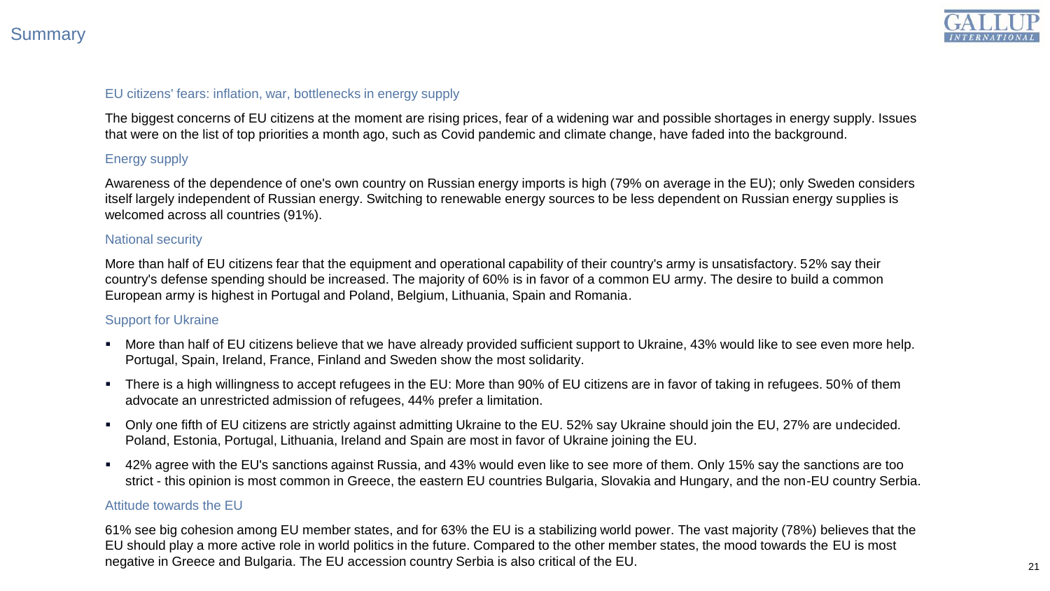# Summary

## EU citizens' fears: inflation, war, bottlenecks in energy supply

The biggest concerns of EU citizens at the moment are rising prices, fear of a widening war and possible shortages in energy supply. Issues that were on the list of top priorities a month ago, such as Covid pandemic and climate change, have faded into the background.

## Energy supply

Awareness of the dependence of one's own country on Russian energy imports is high (79% on average in the EU); only Sweden considers itself largely independent of Russian energy. Switching to renewable energy sources to be less dependent on Russian energy supplies is welcomed across all countries (91%).

## National security

More than half of EU citizens fear that the equipment and operational capability of their country's army is unsatisfactory. 52% say their country's defense spending should be increased. The majority of 60% is in favor of a common EU army. The desire to build a common European army is highest in Portugal and Poland, Belgium, Lithuania, Spain and Romania.

## Support for Ukraine

- More than half of EU citizens believe that we have already provided sufficient support to Ukraine, 43% would like to see even more help. Portugal, Spain, Ireland, France, Finland and Sweden show the most solidarity.
- There is a high willingness to accept refugees in the EU: More than 90% of EU citizens are in favor of taking in refugees. 50% of them advocate an unrestricted admission of refugees, 44% prefer a limitation.
- Only one fifth of EU citizens are strictly against admitting Ukraine to the EU. 52% say Ukraine should join the EU, 27% are undecided. Poland, Estonia, Portugal, Lithuania, Ireland and Spain are most in favor of Ukraine joining the EU.
- 42% agree with the EU's sanctions against Russia, and 43% would even like to see more of them. Only 15% say the sanctions are too strict - this opinion is most common in Greece, the eastern EU countries Bulgaria, Slovakia and Hungary, and the non-EU country Serbia.

## Attitude towards the EU

61% see big cohesion among EU member states, and for 63% the EU is a stabilizing world power. The vast majority (78%) believes that the EU should play a more active role in world politics in the future. Compared to the other member states, the mood towards the EU is most negative in Greece and Bulgaria. The EU accession country Serbia is also critical of the EU.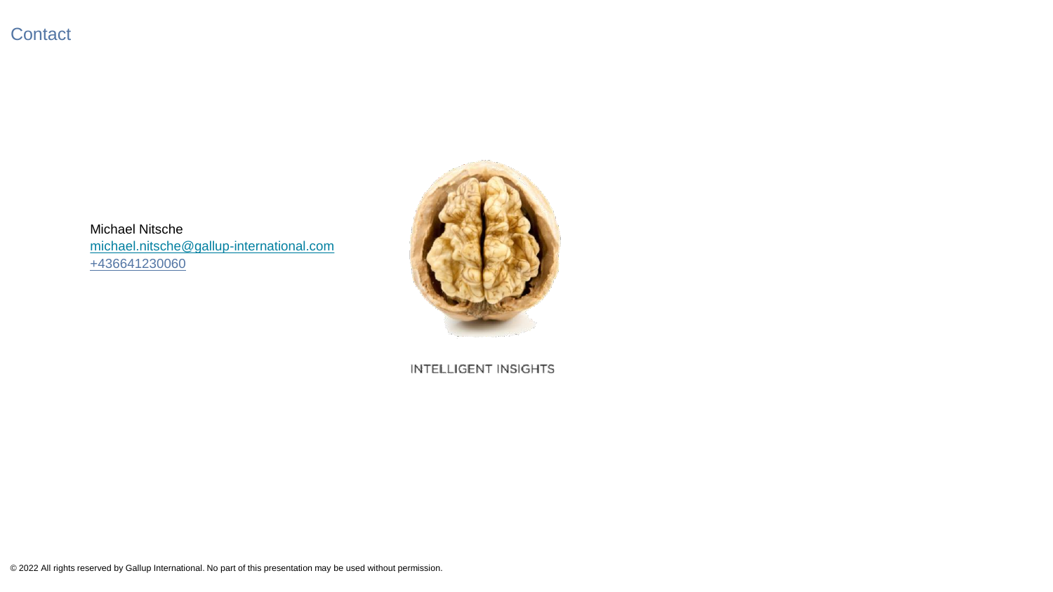# Contact

Michael Nitsche
michael.nitsche@gallup-international.com
+436641230060

INTELLIGENT INSIGHTS

© 2022 All rights reserved by Gallup International. No part of this presentation may be used without permission.